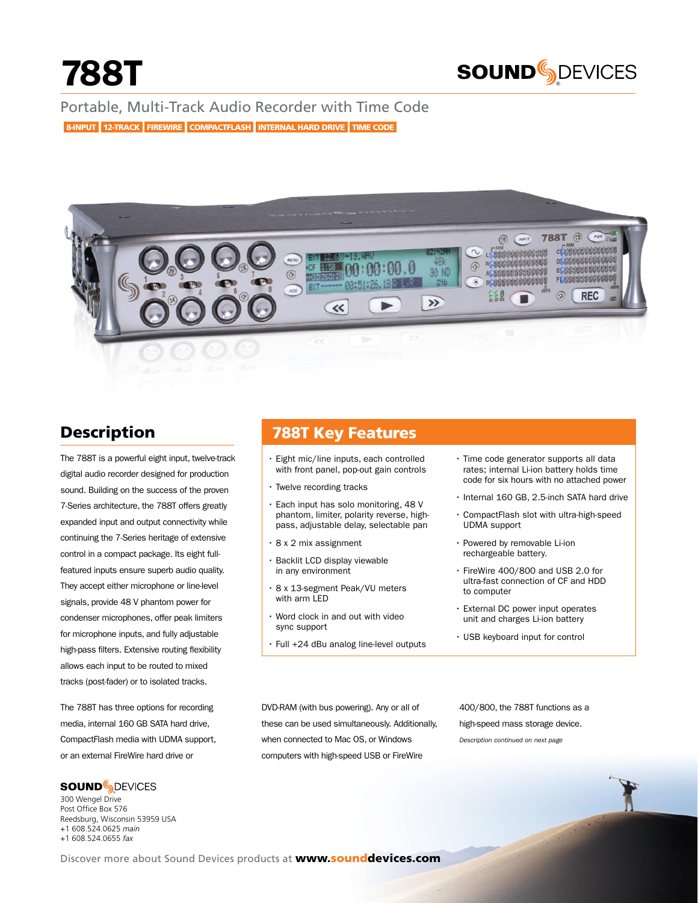# 788T

SOUND DEVICES

Portable, Multi-Track Audio Recorder with Time Code

8-INPUT | 12-TRACK | FIREWIRE | COMPACTFLASH | INTERNAL HARD DRIVE | TIME CODE

## Description

The 788T is a powerful eight input, twelve-track digital audio recorder designed for production sound. Building on the success of the proven 7-Series architecture, the 788T offers greatly expanded input and output connectivity while continuing the 7-Series heritage of extensive control in a compact package. Its eight full-featured inputs ensure superb audio quality. They accept either microphone or line-level signals, provide 48 V phantom power for condenser microphones, offer peak limiters for microphone inputs, and fully adjustable high-pass filters. Extensive routing flexibility allows each input to be routed to mixed tracks (post-fader) or to isolated tracks.

The 788T has three options for recording media, internal 160 GB SATA hard drive, CompactFlash media with UDMA support, or an external FireWire hard drive or DVD-RAM (with bus powering). Any or all of these can be used simultaneously. Additionally, when connected to Mac OS, or Windows computers with high-speed USB or FireWire 400/800, the 788T functions as a high-speed mass storage device.

*Description continued on next page*

## 788T Key Features

- Eight mic/line inputs, each controlled with front panel, pop-out gain controls
- Twelve recording tracks
- Each input has solo monitoring, 48 V phantom, limiter, polarity reverse, high-pass, adjustable delay, selectable pan
- 8 x 2 mix assignment
- Backlit LCD display viewable in any environment
- 8 x 13-segment Peak/VU meters with arm LED
- Word clock in and out with video sync support
- Full +24 dBu analog line-level outputs
- Time code generator supports all data rates; internal Li-ion battery holds time code for six hours with no attached power
- Internal 160 GB, 2.5-inch SATA hard drive
- CompactFlash slot with ultra-high-speed UDMA support
- Powered by removable Li-ion rechargeable battery.
- FireWire 400/800 and USB 2.0 for ultra-fast connection of CF and HDD to computer
- External DC power input operates unit and charges Li-ion battery
- USB keyboard input for control

**SOUND DEVICES**
300 Wengel Drive
Post Office Box 576
Reedsburg, Wisconsin 53959 USA
+1 608.524.0625 *main*
+1 608.524.0655 *fax*

Discover more about Sound Devices products at **www.sounddevices.com**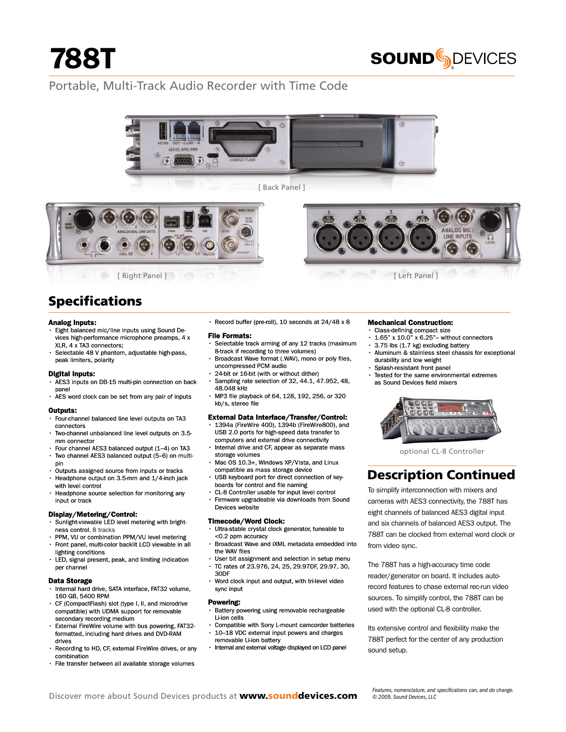# 788T

SOUND DEVICES

Portable, Multi-Track Audio Recorder with Time Code

[ Back Panel ]

[ Right Panel ]

[ Left Panel ]

## Specifications

### Analog Inputs:

- Eight balanced mic/line inputs using Sound Devices high-performance microphone preamps, 4 x XLR, 4 x TA3 connectors;
- Selectable 48 V phantom, adjustable high-pass, peak limiters, polarity

### Digital Inputs:

- AES3 inputs on DB-15 multi-pin connection on back panel
- AES word clock can be set from any pair of inputs

### Outputs:

- Four-channel balanced line level outputs on TA3 connectors
- Two-channel unbalanced line level outputs on 3.5-mm connector
- Four channel AES3 balanced output (1–4) on TA3
- Two channel AES3 balanced output (5–6) on multi-pin
- Outputs assigned source from inputs or tracks
- Headphone output on 3.5-mm and 1/4-inch jack with level control
- Headphone source selection for monitoring any input or track

### Display/Metering/Control:

- Sunlight-viewable LED level metering with brightness control, 8 tracks
- PPM, VU or combination PPM/VU level metering
- Front panel, multi-color backlit LCD viewable in all lighting conditions
- LED, signal present, peak, and limiting indication per channel

### Data Storage

- Internal hard drive, SATA interface, FAT32 volume, 160 GB, 5400 RPM
- CF (CompactFlash) slot (type I, II, and microdrive compatible) with UDMA support for removable secondary recording medium
- External FireWire volume with bus powering, FAT32-formatted, including hard drives and DVD-RAM drives
- Recording to HD, CF, external FireWire drives, or any combination
- File transfer between all available storage volumes
- Record buffer (pre-roll), 10 seconds at 24/48 x 8

### File Formats:

- Selectable track arming of any 12 tracks (maximum 8-track if recording to three volumes)
- Broadcast Wave format (.WAV), mono or poly files, uncompressed PCM audio
- 24-bit or 16-bit (with or without dither)
- Sampling rate selection of 32, 44.1, 47.952, 48, 48.048 kHz
- MP3 file playback of 64, 128, 192, 256, or 320 kb/s, stereo file

### External Data Interface/Transfer/Control:

- 1394a (FireWire 400), 1394b (FireWire800), and USB 2.0 ports for high-speed data transfer to computers and external drive connectivity
- Internal drive and CF, appear as separate mass storage volumes
- Mac OS 10.3+, Windows XP/Vista, and Linux compatible as mass storage device
- USB keyboard port for direct connection of keyboards for control and file naming
- CL-8 Controller usable for input level control
- Firmware upgradeable via downloads from Sound Devices website

### Timecode/Word Clock:

- Ultra-stable crystal clock generator, tuneable to <0.2 ppm accuracy
- Broadcast Wave and iXML metadata embedded into the WAV files
- User bit assignment and selection in setup menu
- TC rates of 23.976, 24, 25, 29.97DF, 29.97, 30, 30DF
- Word clock input and output, with tri-level video sync input

### Powering:

- Battery powering using removable rechargeable Li-ion cells
- Compatible with Sony L-mount camcorder batteries
- 10–18 VDC external input powers and charges removable Li-ion battery
- Internal and external voltage displayed on LCD panel

### Mechanical Construction:

- Class-defining compact size
- 1.65" x 10.0" x 6.25"– without connectors
- 3.75 lbs (1.7 kg) excluding battery
- Aluminum & stainless steel chassis for exceptional durability and low weight
- Splash-resistant front panel
- Tested for the same environmental extremes as Sound Devices field mixers

optional CL-8 Controller

## Description Continued

To simplify interconnection with mixers and cameras with AES3 connectivity, the 788T has eight channels of balanced AES3 digital input and six channels of balanced AES3 output. The 788T can be clocked from external word clock or from video sync.

The 788T has a high-accuracy time code reader/generator on board. It includes auto-record features to chase external rec-run video sources. To simplify control, the 788T can be used with the optional CL-8 controller.

Its extensive control and flexibility make the 788T perfect for the center of any production sound setup.

Discover more about Sound Devices products at **www.sounddevices.com**

*Features, nomenclature, and specifications can, and do change.*
*© 2009, Sound Devices, LLC*